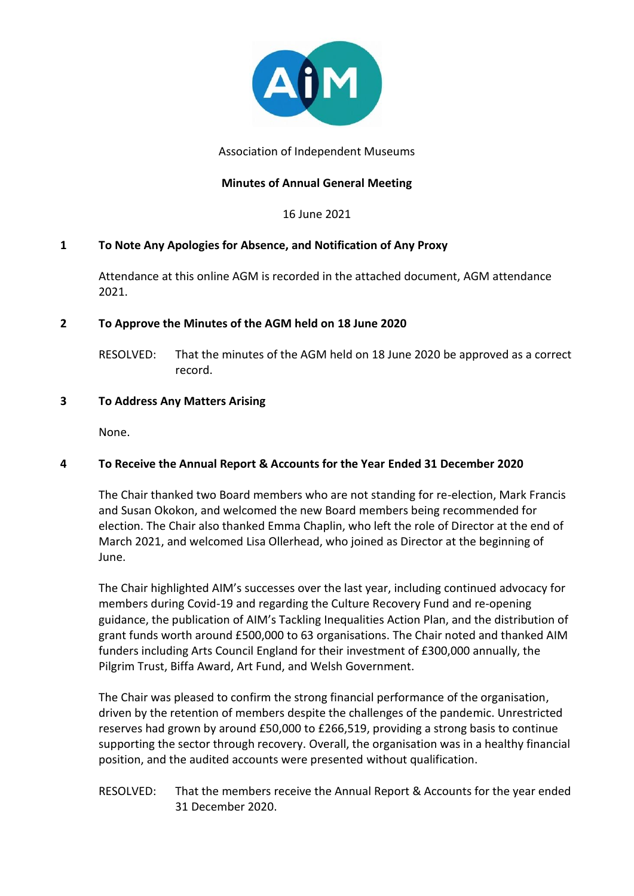Association of Independent Museums

# Minutes of Annual General Meeting

16 June 2021

## 1 To Note Any Apologies for Absence, and Notification of Any Proxy

Attendance at this online AGM is recorded in the attached document, AGM attendance 2021.

## 2 To Approve the Minutes of the AGM held on 18 June 2020

RESOLVED: That the minutes of the AGM held on 18 June 2020 be approved as a correct record.

## 3 To Address Any Matters Arising

None.

## 4 To Receive the Annual Report & Accounts for the Year Ended 31 December 2020

The Chair thanked two Board members who are not standing for re-election, Mark Francis and Susan Okokon, and welcomed the new Board members being recommended for election. The Chair also thanked Emma Chaplin, who left the role of Director at the end of March 2021, and welcomed Lisa Ollerhead, who joined as Director at the beginning of June.

The Chair highlighted AIM's successes over the last year, including continued advocacy for members during Covid-19 and regarding the Culture Recovery Fund and re-opening guidance, the publication of AIM's Tackling Inequalities Action Plan, and the distribution of grant funds worth around £500,000 to 63 organisations. The Chair noted and thanked AIM funders including Arts Council England for their investment of £300,000 annually, the Pilgrim Trust, Biffa Award, Art Fund, and Welsh Government.

The Chair was pleased to confirm the strong financial performance of the organisation, driven by the retention of members despite the challenges of the pandemic. Unrestricted reserves had grown by around £50,000 to £266,519, providing a strong basis to continue supporting the sector through recovery. Overall, the organisation was in a healthy financial position, and the audited accounts were presented without qualification.

RESOLVED: That the members receive the Annual Report & Accounts for the year ended 31 December 2020.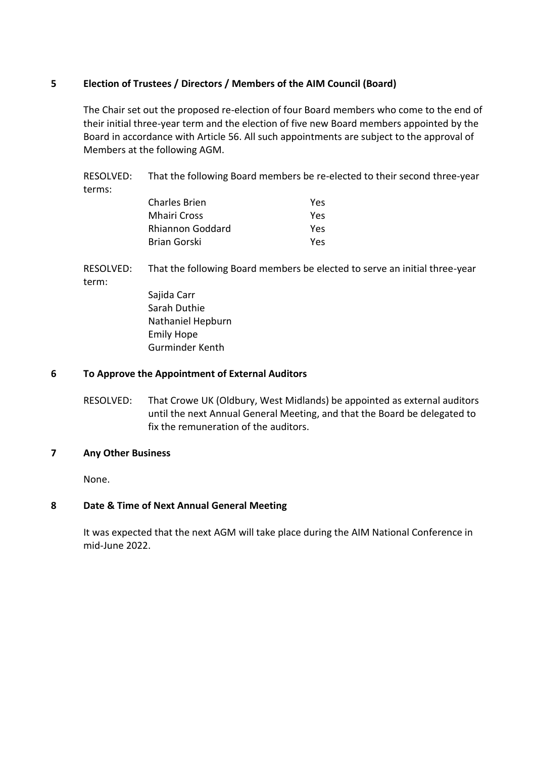## 5 Election of Trustees / Directors / Members of the AIM Council (Board)

The Chair set out the proposed re-election of four Board members who come to the end of their initial three-year term and the election of five new Board members appointed by the Board in accordance with Article 56. All such appointments are subject to the approval of Members at the following AGM.

RESOLVED: That the following Board members be re-elected to their second three-year terms:

| | |
|---|---|
| Charles Brien | Yes |
| Mhairi Cross | Yes |
| Rhiannon Goddard | Yes |
| Brian Gorski | Yes |

RESOLVED: That the following Board members be elected to serve an initial three-year term:

Sajida Carr
Sarah Duthie
Nathaniel Hepburn
Emily Hope
Gurminder Kenth

## 6 To Approve the Appointment of External Auditors

RESOLVED: That Crowe UK (Oldbury, West Midlands) be appointed as external auditors until the next Annual General Meeting, and that the Board be delegated to fix the remuneration of the auditors.

## 7 Any Other Business

None.

## 8 Date & Time of Next Annual General Meeting

It was expected that the next AGM will take place during the AIM National Conference in mid-June 2022.